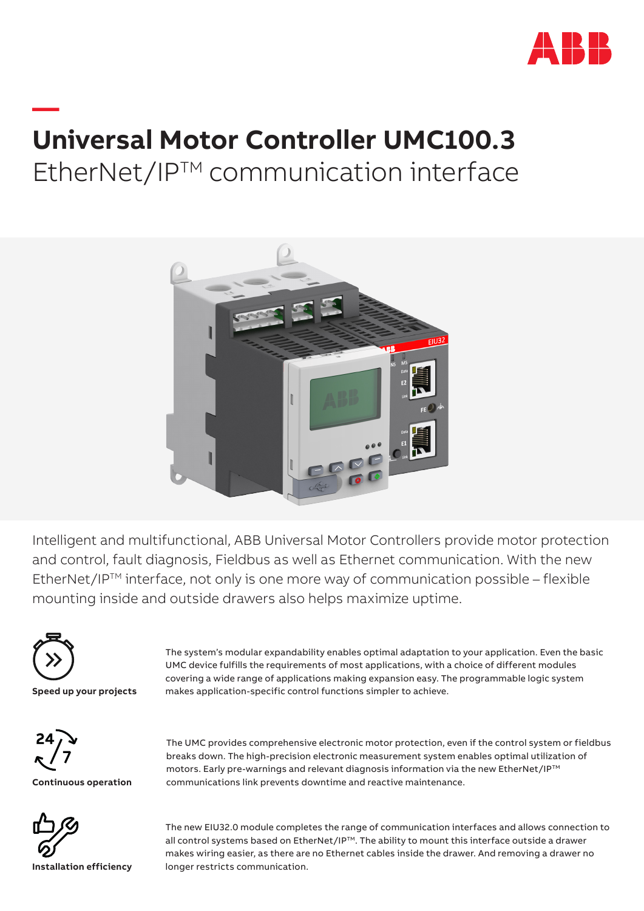# Universal Motor Controller UMC100.3

## EtherNet/IP™ communication interface

Intelligent and multifunctional, ABB Universal Motor Controllers provide motor protection and control, fault diagnosis, Fieldbus as well as Ethernet communication. With the new EtherNet/IP™ interface, not only is one more way of communication possible – flexible mounting inside and outside drawers also helps maximize uptime.

**Speed up your projects**

The system's modular expandability enables optimal adaptation to your application. Even the basic UMC device fulfills the requirements of most applications, with a choice of different modules covering a wide range of applications making expansion easy. The programmable logic system makes application-specific control functions simpler to achieve.

**Continuous operation**

The UMC provides comprehensive electronic motor protection, even if the control system or fieldbus breaks down. The high-precision electronic measurement system enables optimal utilization of motors. Early pre-warnings and relevant diagnosis information via the new EtherNet/IP™ communications link prevents downtime and reactive maintenance.

**Installation efficiency**

The new EIU32.0 module completes the range of communication interfaces and allows connection to all control systems based on EtherNet/IP™. The ability to mount this interface outside a drawer makes wiring easier, as there are no Ethernet cables inside the drawer. And removing a drawer no longer restricts communication.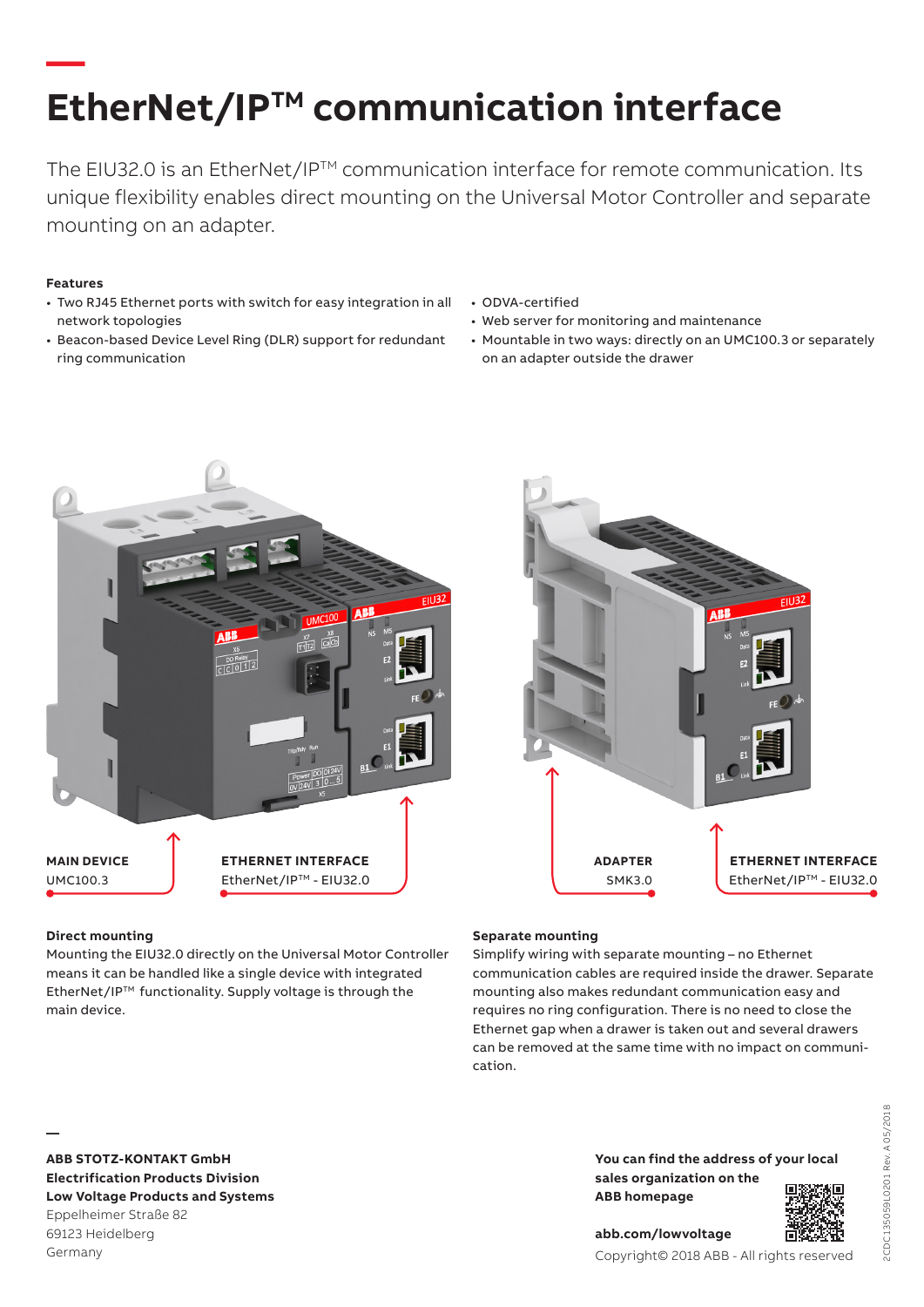# EtherNet/IP™ communication interface

The EIU32.0 is an EtherNet/IP™ communication interface for remote communication. Its unique flexibility enables direct mounting on the Universal Motor Controller and separate mounting on an adapter.

**Features**

- Two RJ45 Ethernet ports with switch for easy integration in all network topologies
- Beacon-based Device Level Ring (DLR) support for redundant ring communication
- ODVA-certified
- Web server for monitoring and maintenance
- Mountable in two ways: directly on an UMC100.3 or separately on an adapter outside the drawer

**MAIN DEVICE**
UMC100.3

**ETHERNET INTERFACE**
EtherNet/IP™ - EIU32.0

**ADAPTER**
SMK3.0

**ETHERNET INTERFACE**
EtherNet/IP™ - EIU32.0

**Direct mounting**

Mounting the EIU32.0 directly on the Universal Motor Controller means it can be handled like a single device with integrated EtherNet/IP™ functionality. Supply voltage is through the main device.

**Separate mounting**

Simplify wiring with separate mounting – no Ethernet communication cables are required inside the drawer. Separate mounting also makes redundant communication easy and requires no ring configuration. There is no need to close the Ethernet gap when a drawer is taken out and several drawers can be removed at the same time with no impact on communication.

—

**ABB STOTZ-KONTAKT GmbH**
**Electrification Products Division**
**Low Voltage Products and Systems**
Eppelheimer Straße 82
69123 Heidelberg
Germany

**You can find the address of your local sales organization on the ABB homepage**

**abb.com/lowvoltage**

Copyright© 2018 ABB - All rights reserved

2CDC135059L0201 Rev. A 05/2018